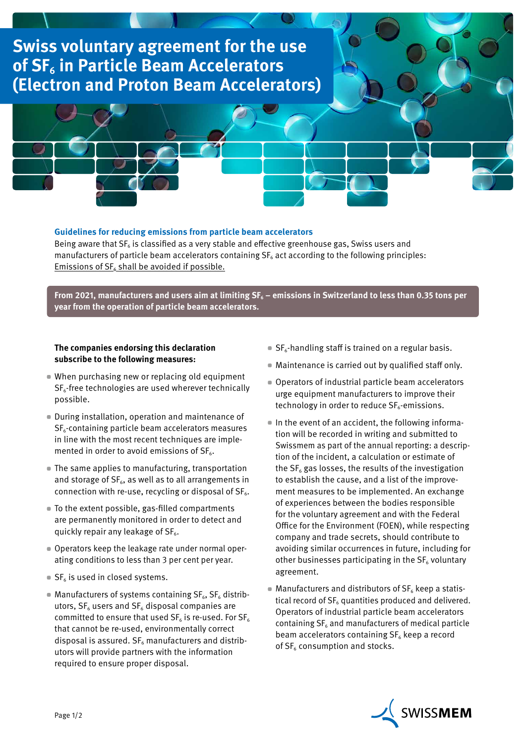# Swiss voluntary agreement for the use of $SF_6$ in Particle Beam Accelerators (Electron and Proton Beam Accelerators)

## Guidelines for reducing emissions from particle beam accelerators

Being aware that $SF_6$ is classified as a very stable and effective greenhouse gas, Swiss users and manufacturers of particle beam accelerators containing $SF_6$ act according to the following principles: Emissions of $SF_6$ shall be avoided if possible.

**From 2021, manufacturers and users aim at limiting $SF_6$ – emissions in Switzerland to less than 0.35 tons per year from the operation of particle beam accelerators.**

**The companies endorsing this declaration subscribe to the following measures:**

- When purchasing new or replacing old equipment $SF_6$-free technologies are used wherever technically possible.
- During installation, operation and maintenance of $SF_6$-containing particle beam accelerators measures in line with the most recent techniques are implemented in order to avoid emissions of $SF_6$.
- The same applies to manufacturing, transportation and storage of $SF_6$, as well as to all arrangements in connection with re-use, recycling or disposal of $SF_6$.
- To the extent possible, gas-filled compartments are permanently monitored in order to detect and quickly repair any leakage of $SF_6$.
- Operators keep the leakage rate under normal operating conditions to less than 3 per cent per year.
- $SF_6$ is used in closed systems.
- Manufacturers of systems containing $SF_6$, $SF_6$ distributors, $SF_6$ users and $SF_6$ disposal companies are committed to ensure that used $SF_6$ is re-used. For $SF_6$ that cannot be re-used, environmentally correct disposal is assured. $SF_6$ manufacturers and distributors will provide partners with the information required to ensure proper disposal.
- $SF_6$-handling staff is trained on a regular basis.
- Maintenance is carried out by qualified staff only.
- Operators of industrial particle beam accelerators urge equipment manufacturers to improve their technology in order to reduce $SF_6$-emissions.
- In the event of an accident, the following information will be recorded in writing and submitted to Swissmem as part of the annual reporting: a description of the incident, a calculation or estimate of the $SF_6$ gas losses, the results of the investigation to establish the cause, and a list of the improvement measures to be implemented. An exchange of experiences between the bodies responsible for the voluntary agreement and with the Federal Office for the Environment (FOEN), while respecting company and trade secrets, should contribute to avoiding similar occurrences in future, including for other businesses participating in the $SF_6$ voluntary agreement.
- Manufacturers and distributors of $SF_6$ keep a statistical record of $SF_6$ quantities produced and delivered. Operators of industrial particle beam accelerators containing $SF_6$ and manufacturers of medical particle beam accelerators containing $SF_6$ keep a record of $SF_6$ consumption and stocks.

SWISSMEM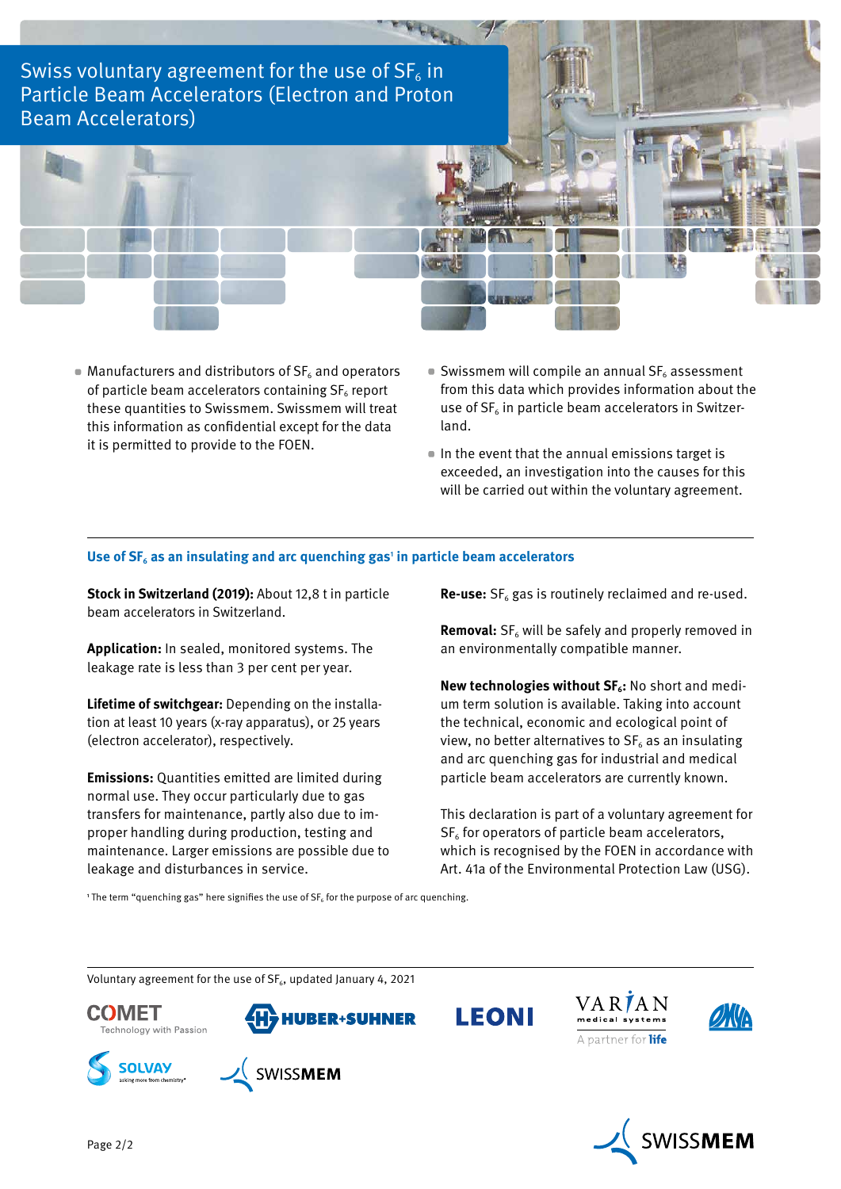# Swiss voluntary agreement for the use of $SF_6$ in Particle Beam Accelerators (Electron and Proton Beam Accelerators)

- Manufacturers and distributors of $SF_6$ and operators of particle beam accelerators containing $SF_6$ report these quantities to Swissmem. Swissmem will treat this information as confidential except for the data it is permitted to provide to the FOEN.
- Swissmem will compile an annual $SF_6$ assessment from this data which provides information about the use of $SF_6$ in particle beam accelerators in Switzerland.
- In the event that the annual emissions target is exceeded, an investigation into the causes for this will be carried out within the voluntary agreement.

## Use of $SF_6$ as an insulating and arc quenching gas[1] in particle beam accelerators

**Stock in Switzerland (2019):** About 12,8 t in particle beam accelerators in Switzerland.

**Application:** In sealed, monitored systems. The leakage rate is less than 3 per cent per year.

**Lifetime of switchgear:** Depending on the installation at least 10 years (x-ray apparatus), or 25 years (electron accelerator), respectively.

**Emissions:** Quantities emitted are limited during normal use. They occur particularly due to gas transfers for maintenance, partly also due to improper handling during production, testing and maintenance. Larger emissions are possible due to leakage and disturbances in service.

**Re-use:** $SF_6$ gas is routinely reclaimed and re-used.

**Removal:** $SF_6$ will be safely and properly removed in an environmentally compatible manner.

**New technologies without $SF_6$:** No short and medium term solution is available. Taking into account the technical, economic and ecological point of view, no better alternatives to $SF_6$ as an insulating and arc quenching gas for industrial and medical particle beam accelerators are currently known.

This declaration is part of a voluntary agreement for $SF_6$ for operators of particle beam accelerators, which is recognised by the FOEN in accordance with Art. 41a of the Environmental Protection Law (USG).

[1] The term "quenching gas" here signifies the use of $SF_6$ for the purpose of arc quenching.

Voluntary agreement for the use of $SF_6$, updated January 4, 2021

COMET Technology with Passion · HUBER+SUHNER · LEONI · VARIAN medical systems – A partner for life · OMYA · SOLVAY asking more from chemistry · SWISSMEM